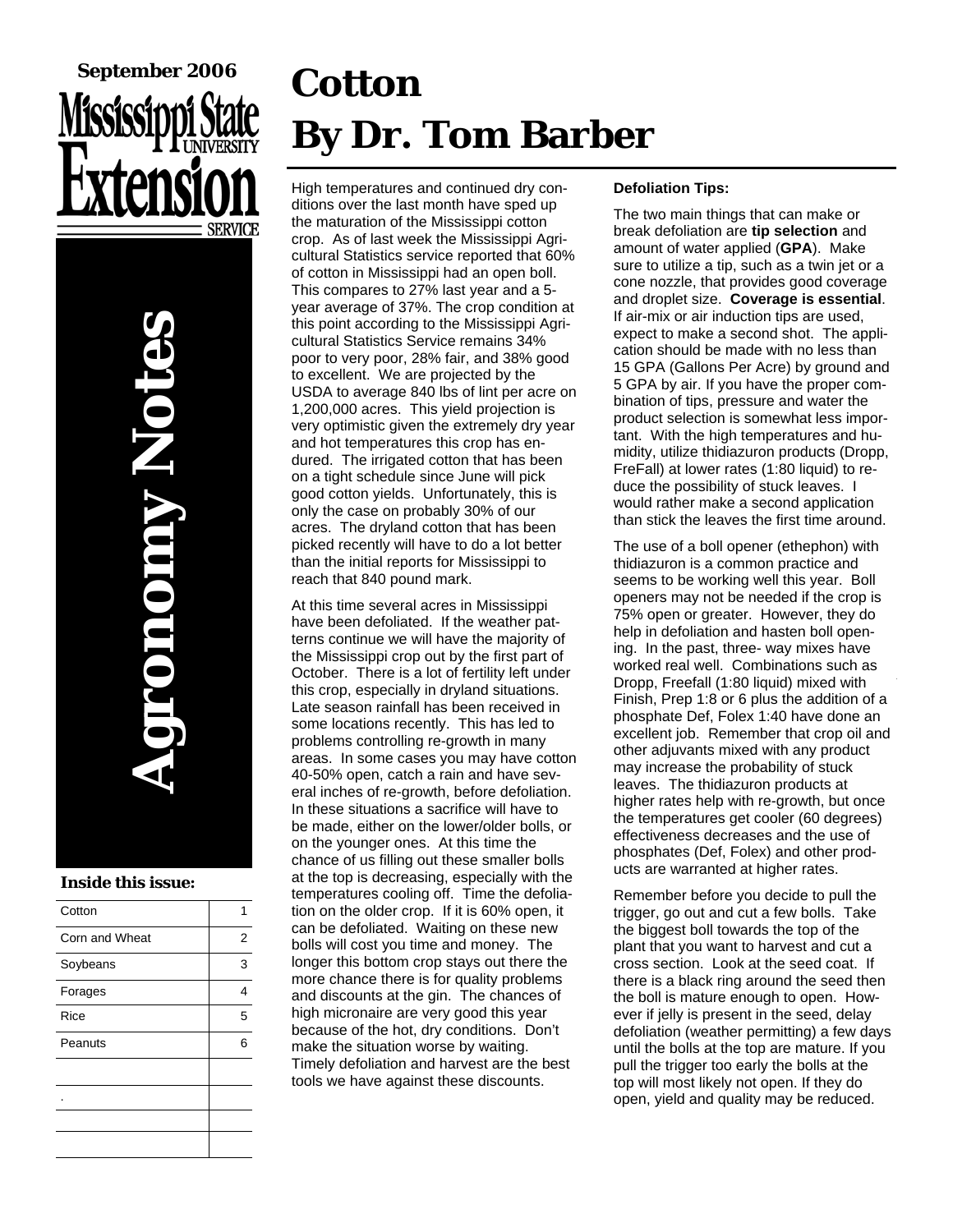**September 2006**

**Mississippi State University Extension Service**

# Agronomy Notes

**Inside this issue:**

| Cotton | 1 |
|---|---|
| Corn and Wheat | 2 |
| Soybeans | 3 |
| Forages | 4 |
| Rice | 5 |
| Peanuts | 6 |

# Cotton
# By Dr. Tom Barber

High temperatures and continued dry conditions over the last month have sped up the maturation of the Mississippi cotton crop. As of last week the Mississippi Agricultural Statistics service reported that 60% of cotton in Mississippi had an open boll. This compares to 27% last year and a 5-year average of 37%. The crop condition at this point according to the Mississippi Agricultural Statistics Service remains 34% poor to very poor, 28% fair, and 38% good to excellent. We are projected by the USDA to average 840 lbs of lint per acre on 1,200,000 acres. This yield projection is very optimistic given the extremely dry year and hot temperatures this crop has endured. The irrigated cotton that has been on a tight schedule since June will pick good cotton yields. Unfortunately, this is only the case on probably 30% of our acres. The dryland cotton that has been picked recently will have to do a lot better than the initial reports for Mississippi to reach that 840 pound mark.

At this time several acres in Mississippi have been defoliated. If the weather patterns continue we will have the majority of the Mississippi crop out by the first part of October. There is a lot of fertility left under this crop, especially in dryland situations. Late season rainfall has been received in some locations recently. This has led to problems controlling re-growth in many areas. In some cases you may have cotton 40-50% open, catch a rain and have several inches of re-growth, before defoliation. In these situations a sacrifice will have to be made, either on the lower/older bolls, or on the younger ones. At this time the chance of us filling out these smaller bolls at the top is decreasing, especially with the temperatures cooling off. Time the defoliation on the older crop. If it is 60% open, it can be defoliated. Waiting on these new bolls will cost you time and money. The longer this bottom crop stays out there the more chance there is for quality problems and discounts at the gin. The chances of high micronaire are very good this year because of the hot, dry conditions. Don't make the situation worse by waiting. Timely defoliation and harvest are the best tools we have against these discounts.

**Defoliation Tips:**

The two main things that can make or break defoliation are **tip selection** and amount of water applied (**GPA**). Make sure to utilize a tip, such as a twin jet or a cone nozzle, that provides good coverage and droplet size. **Coverage is essential**. If air-mix or air induction tips are used, expect to make a second shot. The application should be made with no less than 15 GPA (Gallons Per Acre) by ground and 5 GPA by air. If you have the proper combination of tips, pressure and water the product selection is somewhat less important. With the high temperatures and humidity, utilize thidiazuron products (Dropp, FreFall) at lower rates (1:80 liquid) to reduce the possibility of stuck leaves. I would rather make a second application than stick the leaves the first time around.

The use of a boll opener (ethephon) with thidiazuron is a common practice and seems to be working well this year. Boll openers may not be needed if the crop is 75% open or greater. However, they do help in defoliation and hasten boll opening. In the past, three- way mixes have worked real well. Combinations such as Dropp, Freefall (1:80 liquid) mixed with Finish, Prep 1:8 or 6 plus the addition of a phosphate Def, Folex 1:40 have done an excellent job. Remember that crop oil and other adjuvants mixed with any product may increase the probability of stuck leaves. The thidiazuron products at higher rates help with re-growth, but once the temperatures get cooler (60 degrees) effectiveness decreases and the use of phosphates (Def, Folex) and other products are warranted at higher rates.

Remember before you decide to pull the trigger, go out and cut a few bolls. Take the biggest boll towards the top of the plant that you want to harvest and cut a cross section. Look at the seed coat. If there is a black ring around the seed then the boll is mature enough to open. However if jelly is present in the seed, delay defoliation (weather permitting) a few days until the bolls at the top are mature. If you pull the trigger too early the bolls at the top will most likely not open. If they do open, yield and quality may be reduced.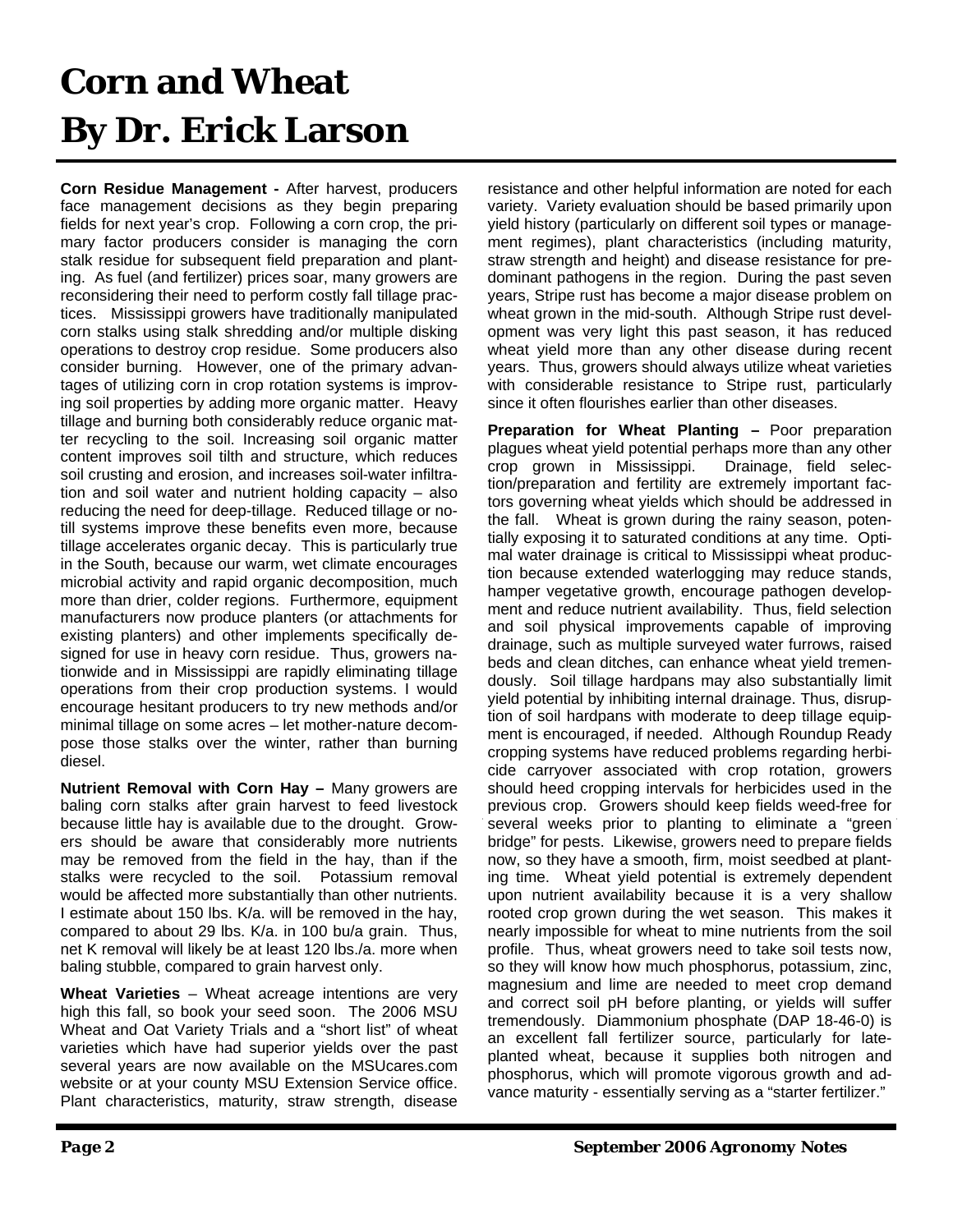# Corn and Wheat
# By Dr. Erick Larson

**Corn Residue Management -** After harvest, producers face management decisions as they begin preparing fields for next year's crop. Following a corn crop, the primary factor producers consider is managing the corn stalk residue for subsequent field preparation and planting. As fuel (and fertilizer) prices soar, many growers are reconsidering their need to perform costly fall tillage practices. Mississippi growers have traditionally manipulated corn stalks using stalk shredding and/or multiple disking operations to destroy crop residue. Some producers also consider burning. However, one of the primary advantages of utilizing corn in crop rotation systems is improving soil properties by adding more organic matter. Heavy tillage and burning both considerably reduce organic matter recycling to the soil. Increasing soil organic matter content improves soil tilth and structure, which reduces soil crusting and erosion, and increases soil-water infiltration and soil water and nutrient holding capacity – also reducing the need for deep-tillage. Reduced tillage or no-till systems improve these benefits even more, because tillage accelerates organic decay. This is particularly true in the South, because our warm, wet climate encourages microbial activity and rapid organic decomposition, much more than drier, colder regions. Furthermore, equipment manufacturers now produce planters (or attachments for existing planters) and other implements specifically designed for use in heavy corn residue. Thus, growers nationwide and in Mississippi are rapidly eliminating tillage operations from their crop production systems. I would encourage hesitant producers to try new methods and/or minimal tillage on some acres – let mother-nature decompose those stalks over the winter, rather than burning diesel.

**Nutrient Removal with Corn Hay –** Many growers are baling corn stalks after grain harvest to feed livestock because little hay is available due to the drought. Growers should be aware that considerably more nutrients may be removed from the field in the hay, than if the stalks were recycled to the soil. Potassium removal would be affected more substantially than other nutrients. I estimate about 150 lbs. K/a. will be removed in the hay, compared to about 29 lbs. K/a. in 100 bu/a grain. Thus, net K removal will likely be at least 120 lbs./a. more when baling stubble, compared to grain harvest only.

**Wheat Varieties** – Wheat acreage intentions are very high this fall, so book your seed soon. The 2006 MSU Wheat and Oat Variety Trials and a "short list" of wheat varieties which have had superior yields over the past several years are now available on the MSUcares.com website or at your county MSU Extension Service office. Plant characteristics, maturity, straw strength, disease resistance and other helpful information are noted for each variety. Variety evaluation should be based primarily upon yield history (particularly on different soil types or management regimes), plant characteristics (including maturity, straw strength and height) and disease resistance for predominant pathogens in the region. During the past seven years, Stripe rust has become a major disease problem on wheat grown in the mid-south. Although Stripe rust development was very light this past season, it has reduced wheat yield more than any other disease during recent years. Thus, growers should always utilize wheat varieties with considerable resistance to Stripe rust, particularly since it often flourishes earlier than other diseases.

**Preparation for Wheat Planting –** Poor preparation plagues wheat yield potential perhaps more than any other crop grown in Mississippi. Drainage, field selection/preparation and fertility are extremely important factors governing wheat yields which should be addressed in the fall. Wheat is grown during the rainy season, potentially exposing it to saturated conditions at any time. Optimal water drainage is critical to Mississippi wheat production because extended waterlogging may reduce stands, hamper vegetative growth, encourage pathogen development and reduce nutrient availability. Thus, field selection and soil physical improvements capable of improving drainage, such as multiple surveyed water furrows, raised beds and clean ditches, can enhance wheat yield tremendously. Soil tillage hardpans may also substantially limit yield potential by inhibiting internal drainage. Thus, disruption of soil hardpans with moderate to deep tillage equipment is encouraged, if needed. Although Roundup Ready cropping systems have reduced problems regarding herbicide carryover associated with crop rotation, growers should heed cropping intervals for herbicides used in the previous crop. Growers should keep fields weed-free for several weeks prior to planting to eliminate a "green bridge" for pests. Likewise, growers need to prepare fields now, so they have a smooth, firm, moist seedbed at planting time. Wheat yield potential is extremely dependent upon nutrient availability because it is a very shallow rooted crop grown during the wet season. This makes it nearly impossible for wheat to mine nutrients from the soil profile. Thus, wheat growers need to take soil tests now, so they will know how much phosphorus, potassium, zinc, magnesium and lime are needed to meet crop demand and correct soil pH before planting, or yields will suffer tremendously. Diammonium phosphate (DAP 18-46-0) is an excellent fall fertilizer source, particularly for late-planted wheat, because it supplies both nitrogen and phosphorus, which will promote vigorous growth and advance maturity - essentially serving as a "starter fertilizer."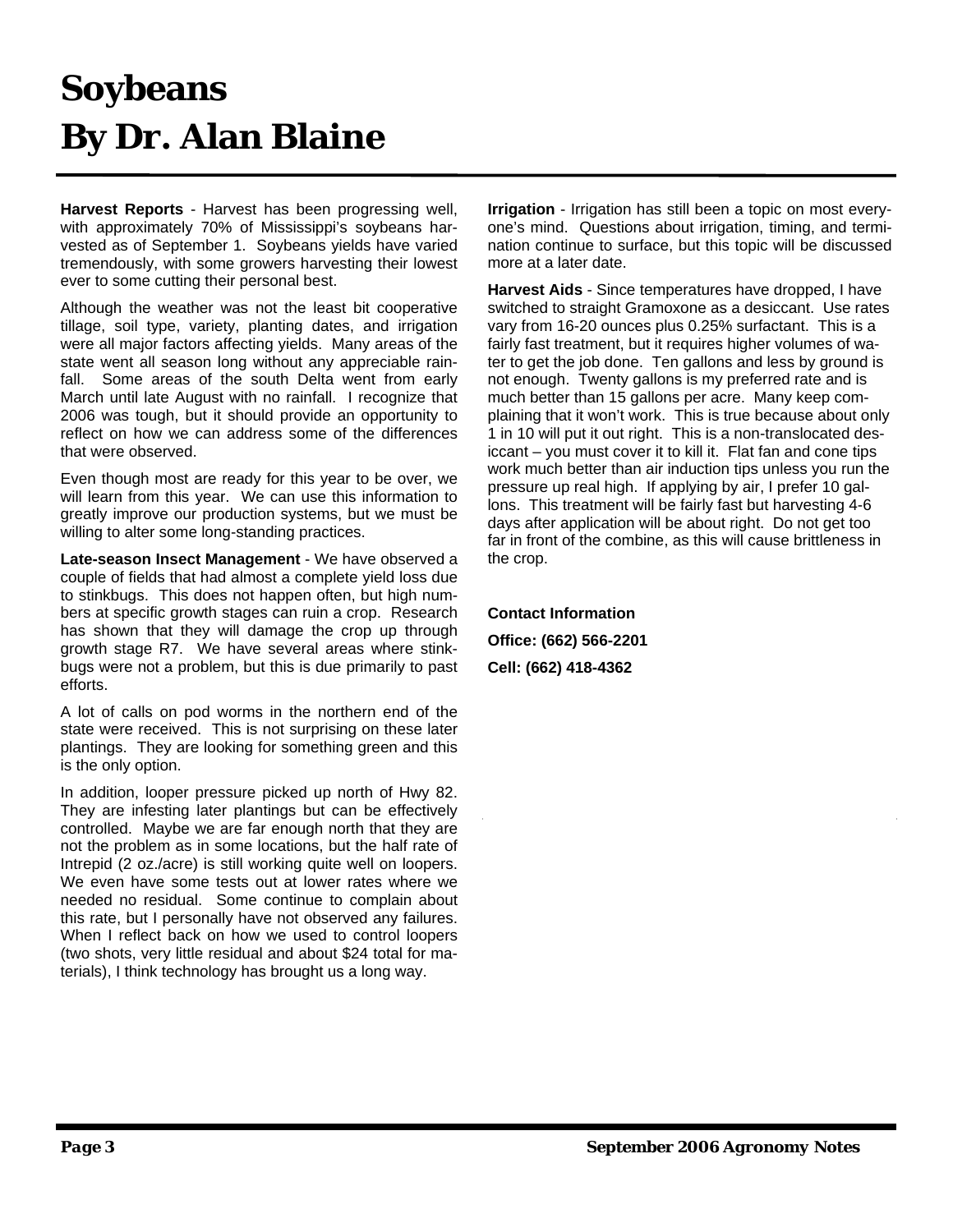# Soybeans
# By Dr. Alan Blaine

**Harvest Reports** - Harvest has been progressing well, with approximately 70% of Mississippi's soybeans harvested as of September 1. Soybeans yields have varied tremendously, with some growers harvesting their lowest ever to some cutting their personal best.

Although the weather was not the least bit cooperative tillage, soil type, variety, planting dates, and irrigation were all major factors affecting yields. Many areas of the state went all season long without any appreciable rainfall. Some areas of the south Delta went from early March until late August with no rainfall. I recognize that 2006 was tough, but it should provide an opportunity to reflect on how we can address some of the differences that were observed.

Even though most are ready for this year to be over, we will learn from this year. We can use this information to greatly improve our production systems, but we must be willing to alter some long-standing practices.

**Late-season Insect Management** - We have observed a couple of fields that had almost a complete yield loss due to stinkbugs. This does not happen often, but high numbers at specific growth stages can ruin a crop. Research has shown that they will damage the crop up through growth stage R7. We have several areas where stinkbugs were not a problem, but this is due primarily to past efforts.

A lot of calls on pod worms in the northern end of the state were received. This is not surprising on these later plantings. They are looking for something green and this is the only option.

In addition, looper pressure picked up north of Hwy 82. They are infesting later plantings but can be effectively controlled. Maybe we are far enough north that they are not the problem as in some locations, but the half rate of Intrepid (2 oz./acre) is still working quite well on loopers. We even have some tests out at lower rates where we needed no residual. Some continue to complain about this rate, but I personally have not observed any failures. When I reflect back on how we used to control loopers (two shots, very little residual and about $24 total for materials), I think technology has brought us a long way.

**Irrigation** - Irrigation has still been a topic on most everyone's mind. Questions about irrigation, timing, and termination continue to surface, but this topic will be discussed more at a later date.

**Harvest Aids** - Since temperatures have dropped, I have switched to straight Gramoxone as a desiccant. Use rates vary from 16-20 ounces plus 0.25% surfactant. This is a fairly fast treatment, but it requires higher volumes of water to get the job done. Ten gallons and less by ground is not enough. Twenty gallons is my preferred rate and is much better than 15 gallons per acre. Many keep complaining that it won't work. This is true because about only 1 in 10 will put it out right. This is a non-translocated desiccant – you must cover it to kill it. Flat fan and cone tips work much better than air induction tips unless you run the pressure up real high. If applying by air, I prefer 10 gallons. This treatment will be fairly fast but harvesting 4-6 days after application will be about right. Do not get too far in front of the combine, as this will cause brittleness in the crop.

**Contact Information**

**Office: (662) 566-2201**

**Cell: (662) 418-4362**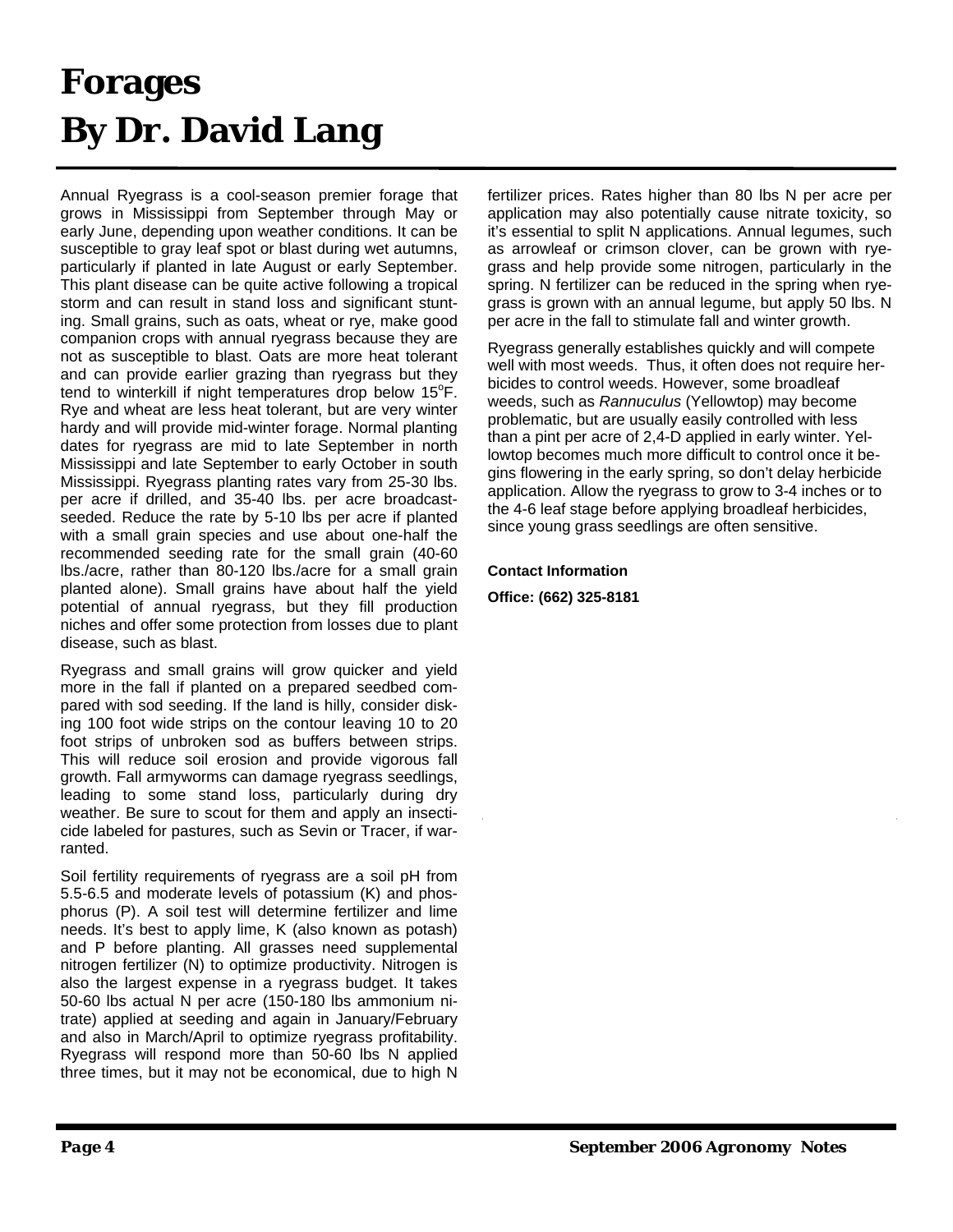# Forages
# By Dr. David Lang

Annual Ryegrass is a cool-season premier forage that grows in Mississippi from September through May or early June, depending upon weather conditions. It can be susceptible to gray leaf spot or blast during wet autumns, particularly if planted in late August or early September. This plant disease can be quite active following a tropical storm and can result in stand loss and significant stunting. Small grains, such as oats, wheat or rye, make good companion crops with annual ryegrass because they are not as susceptible to blast. Oats are more heat tolerant and can provide earlier grazing than ryegrass but they tend to winterkill if night temperatures drop below 15$^{o}$F. Rye and wheat are less heat tolerant, but are very winter hardy and will provide mid-winter forage. Normal planting dates for ryegrass are mid to late September in north Mississippi and late September to early October in south Mississippi. Ryegrass planting rates vary from 25-30 lbs. per acre if drilled, and 35-40 lbs. per acre broadcast-seeded. Reduce the rate by 5-10 lbs per acre if planted with a small grain species and use about one-half the recommended seeding rate for the small grain (40-60 lbs./acre, rather than 80-120 lbs./acre for a small grain planted alone). Small grains have about half the yield potential of annual ryegrass, but they fill production niches and offer some protection from losses due to plant disease, such as blast.

Ryegrass and small grains will grow quicker and yield more in the fall if planted on a prepared seedbed compared with sod seeding. If the land is hilly, consider disking 100 foot wide strips on the contour leaving 10 to 20 foot strips of unbroken sod as buffers between strips. This will reduce soil erosion and provide vigorous fall growth. Fall armyworms can damage ryegrass seedlings, leading to some stand loss, particularly during dry weather. Be sure to scout for them and apply an insecticide labeled for pastures, such as Sevin or Tracer, if warranted.

Soil fertility requirements of ryegrass are a soil pH from 5.5-6.5 and moderate levels of potassium (K) and phosphorus (P). A soil test will determine fertilizer and lime needs. It's best to apply lime, K (also known as potash) and P before planting. All grasses need supplemental nitrogen fertilizer (N) to optimize productivity. Nitrogen is also the largest expense in a ryegrass budget. It takes 50-60 lbs actual N per acre (150-180 lbs ammonium nitrate) applied at seeding and again in January/February and also in March/April to optimize ryegrass profitability. Ryegrass will respond more than 50-60 lbs N applied three times, but it may not be economical, due to high N fertilizer prices. Rates higher than 80 lbs N per acre per application may also potentially cause nitrate toxicity, so it's essential to split N applications. Annual legumes, such as arrowleaf or crimson clover, can be grown with ryegrass and help provide some nitrogen, particularly in the spring. N fertilizer can be reduced in the spring when ryegrass is grown with an annual legume, but apply 50 lbs. N per acre in the fall to stimulate fall and winter growth.

Ryegrass generally establishes quickly and will compete well with most weeds. Thus, it often does not require herbicides to control weeds. However, some broadleaf weeds, such as *Rannuculus* (Yellowtop) may become problematic, but are usually easily controlled with less than a pint per acre of 2,4-D applied in early winter. Yellowtop becomes much more difficult to control once it begins flowering in the early spring, so don't delay herbicide application. Allow the ryegrass to grow to 3-4 inches or to the 4-6 leaf stage before applying broadleaf herbicides, since young grass seedlings are often sensitive.

**Contact Information**

**Office: (662) 325-8181**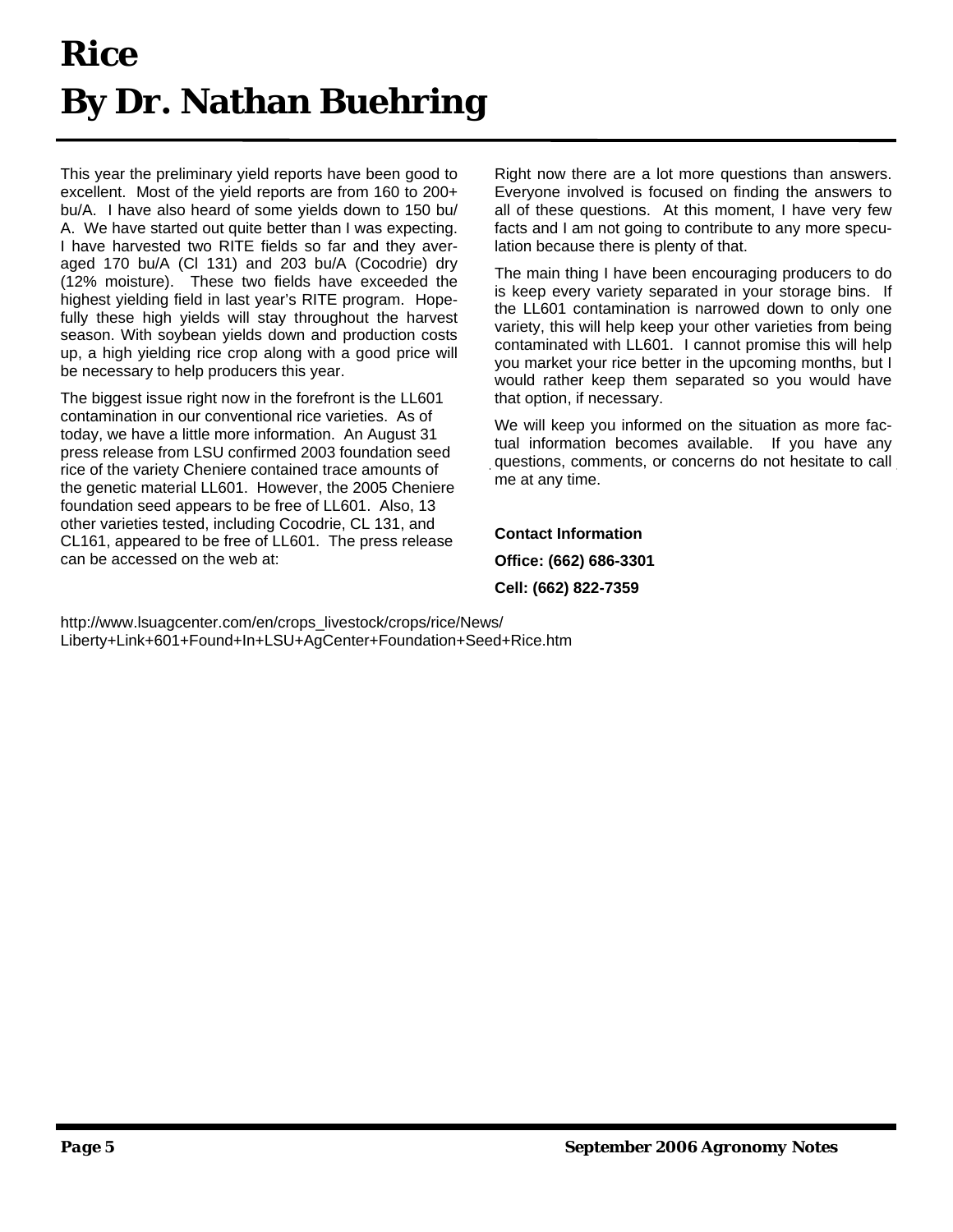# Rice
# By Dr. Nathan Buehring

This year the preliminary yield reports have been good to excellent. Most of the yield reports are from 160 to 200+ bu/A. I have also heard of some yields down to 150 bu/A. We have started out quite better than I was expecting. I have harvested two RITE fields so far and they averaged 170 bu/A (Cl 131) and 203 bu/A (Cocodrie) dry (12% moisture). These two fields have exceeded the highest yielding field in last year's RITE program. Hopefully these high yields will stay throughout the harvest season. With soybean yields down and production costs up, a high yielding rice crop along with a good price will be necessary to help producers this year.

The biggest issue right now in the forefront is the LL601 contamination in our conventional rice varieties. As of today, we have a little more information. An August 31 press release from LSU confirmed 2003 foundation seed rice of the variety Cheniere contained trace amounts of the genetic material LL601. However, the 2005 Cheniere foundation seed appears to be free of LL601. Also, 13 other varieties tested, including Cocodrie, CL 131, and CL161, appeared to be free of LL601. The press release can be accessed on the web at:

http://www.lsuagcenter.com/en/crops_livestock/crops/rice/News/Liberty+Link+601+Found+In+LSU+AgCenter+Foundation+Seed+Rice.htm

Right now there are a lot more questions than answers. Everyone involved is focused on finding the answers to all of these questions. At this moment, I have very few facts and I am not going to contribute to any more speculation because there is plenty of that.

The main thing I have been encouraging producers to do is keep every variety separated in your storage bins. If the LL601 contamination is narrowed down to only one variety, this will help keep your other varieties from being contaminated with LL601. I cannot promise this will help you market your rice better in the upcoming months, but I would rather keep them separated so you would have that option, if necessary.

We will keep you informed on the situation as more factual information becomes available. If you have any questions, comments, or concerns do not hesitate to call me at any time.

**Contact Information**

**Office: (662) 686-3301**

**Cell: (662) 822-7359**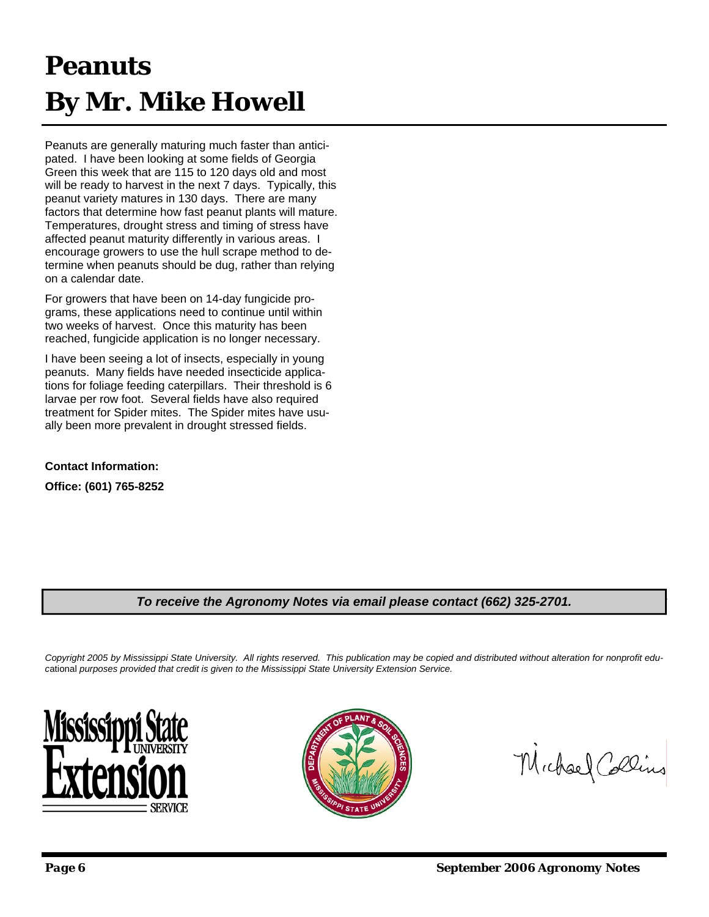# Peanuts
# By Mr. Mike Howell

Peanuts are generally maturing much faster than anticipated. I have been looking at some fields of Georgia Green this week that are 115 to 120 days old and most will be ready to harvest in the next 7 days. Typically, this peanut variety matures in 130 days. There are many factors that determine how fast peanut plants will mature. Temperatures, drought stress and timing of stress have affected peanut maturity differently in various areas. I encourage growers to use the hull scrape method to determine when peanuts should be dug, rather than relying on a calendar date.

For growers that have been on 14-day fungicide programs, these applications need to continue until within two weeks of harvest. Once this maturity has been reached, fungicide application is no longer necessary.

I have been seeing a lot of insects, especially in young peanuts. Many fields have needed insecticide applications for foliage feeding caterpillars. Their threshold is 6 larvae per row foot. Several fields have also required treatment for Spider mites. The Spider mites have usually been more prevalent in drought stressed fields.

**Contact Information:**

**Office: (601) 765-8252**

***To receive the Agronomy Notes via email please contact (662) 325-2701.***

*Copyright 2005 by Mississippi State University. All rights reserved. This publication may be copied and distributed without alteration for nonprofit educational purposes provided that credit is given to the Mississippi State University Extension Service.*